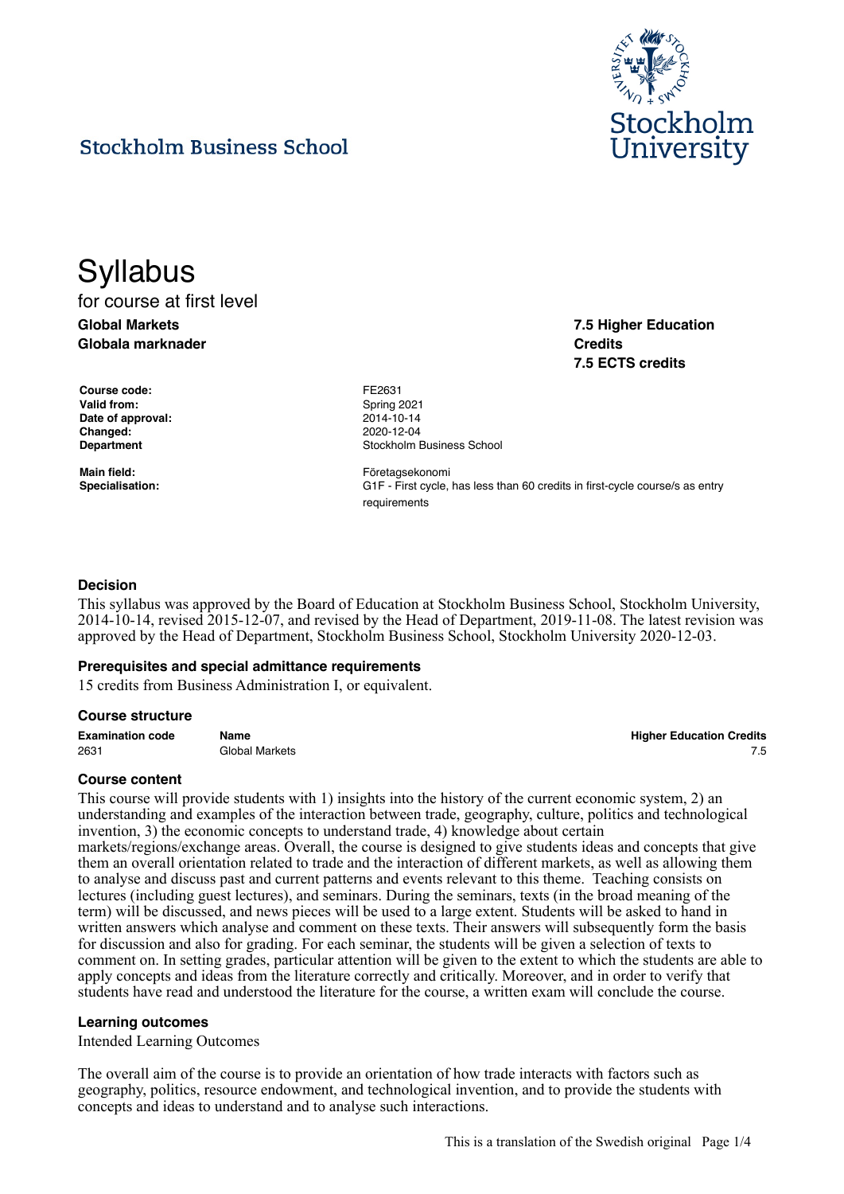Stockholm Business School

Stockholm University

# Syllabus

for course at first level

**Global Markets**
**Globala marknader**

**7.5 Higher Education Credits**
**7.5 ECTS credits**

| | |
|---|---|
| **Course code:** | FE2631 |
| **Valid from:** | Spring 2021 |
| **Date of approval:** | 2014-10-14 |
| **Changed:** | 2020-12-04 |
| **Department** | Stockholm Business School |
| **Main field:** | Företagsekonomi |
| **Specialisation:** | G1F - First cycle, has less than 60 credits in first-cycle course/s as entry requirements |

## Decision

This syllabus was approved by the Board of Education at Stockholm Business School, Stockholm University, 2014-10-14, revised 2015-12-07, and revised by the Head of Department, 2019-11-08. The latest revision was approved by the Head of Department, Stockholm Business School, Stockholm University 2020-12-03.

## Prerequisites and special admittance requirements

15 credits from Business Administration I, or equivalent.

## Course structure

| Examination code | Name | Higher Education Credits |
|---|---|---|
| 2631 | Global Markets | 7.5 |

## Course content

This course will provide students with 1) insights into the history of the current economic system, 2) an understanding and examples of the interaction between trade, geography, culture, politics and technological invention, 3) the economic concepts to understand trade, 4) knowledge about certain markets/regions/exchange areas. Overall, the course is designed to give students ideas and concepts that give them an overall orientation related to trade and the interaction of different markets, as well as allowing them to analyse and discuss past and current patterns and events relevant to this theme. Teaching consists on lectures (including guest lectures), and seminars. During the seminars, texts (in the broad meaning of the term) will be discussed, and news pieces will be used to a large extent. Students will be asked to hand in written answers which analyse and comment on these texts. Their answers will subsequently form the basis for discussion and also for grading. For each seminar, the students will be given a selection of texts to comment on. In setting grades, particular attention will be given to the extent to which the students are able to apply concepts and ideas from the literature correctly and critically. Moreover, and in order to verify that students have read and understood the literature for the course, a written exam will conclude the course.

## Learning outcomes

Intended Learning Outcomes

The overall aim of the course is to provide an orientation of how trade interacts with factors such as geography, politics, resource endowment, and technological invention, and to provide the students with concepts and ideas to understand and to analyse such interactions.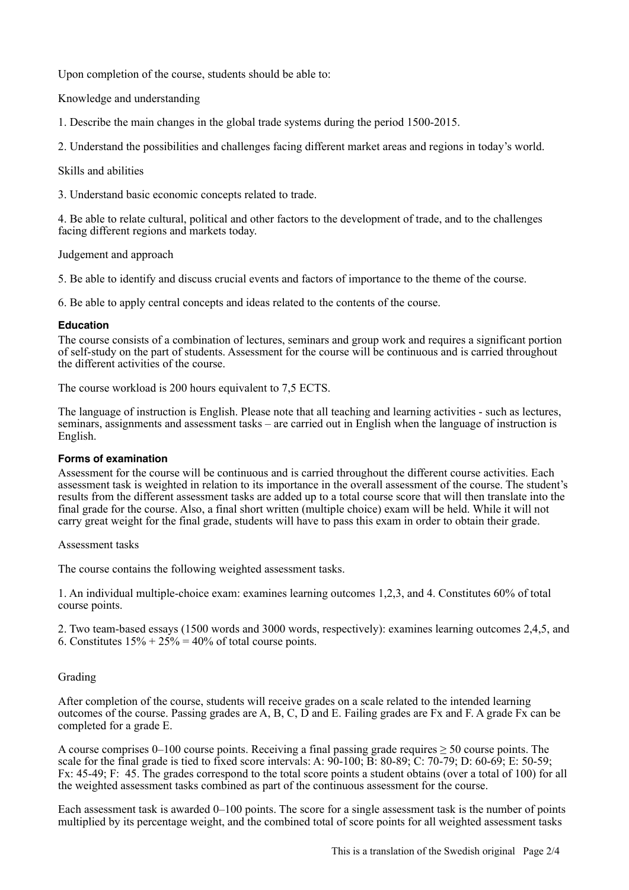Upon completion of the course, students should be able to:

Knowledge and understanding

1. Describe the main changes in the global trade systems during the period 1500-2015.

2. Understand the possibilities and challenges facing different market areas and regions in today's world.

Skills and abilities

3. Understand basic economic concepts related to trade.

4. Be able to relate cultural, political and other factors to the development of trade, and to the challenges facing different regions and markets today.

Judgement and approach

5. Be able to identify and discuss crucial events and factors of importance to the theme of the course.

6. Be able to apply central concepts and ideas related to the contents of the course.

### Education

The course consists of a combination of lectures, seminars and group work and requires a significant portion of self-study on the part of students. Assessment for the course will be continuous and is carried throughout the different activities of the course.

The course workload is 200 hours equivalent to 7,5 ECTS.

The language of instruction is English. Please note that all teaching and learning activities - such as lectures, seminars, assignments and assessment tasks – are carried out in English when the language of instruction is English.

### Forms of examination

Assessment for the course will be continuous and is carried throughout the different course activities. Each assessment task is weighted in relation to its importance in the overall assessment of the course. The student's results from the different assessment tasks are added up to a total course score that will then translate into the final grade for the course. Also, a final short written (multiple choice) exam will be held. While it will not carry great weight for the final grade, students will have to pass this exam in order to obtain their grade.

Assessment tasks

The course contains the following weighted assessment tasks.

1. An individual multiple-choice exam: examines learning outcomes 1,2,3, and 4. Constitutes 60% of total course points.

2. Two team-based essays (1500 words and 3000 words, respectively): examines learning outcomes 2,4,5, and 6. Constitutes 15% + 25% = 40% of total course points.

Grading

After completion of the course, students will receive grades on a scale related to the intended learning outcomes of the course. Passing grades are A, B, C, D and E. Failing grades are Fx and F. A grade Fx can be completed for a grade E.

A course comprises 0–100 course points. Receiving a final passing grade requires ≥ 50 course points. The scale for the final grade is tied to fixed score intervals: A: 90-100; B: 80-89; C: 70-79; D: 60-69; E: 50-59; Fx: 45-49; F: 45. The grades correspond to the total score points a student obtains (over a total of 100) for all the weighted assessment tasks combined as part of the continuous assessment for the course.

Each assessment task is awarded 0–100 points. The score for a single assessment task is the number of points multiplied by its percentage weight, and the combined total of score points for all weighted assessment tasks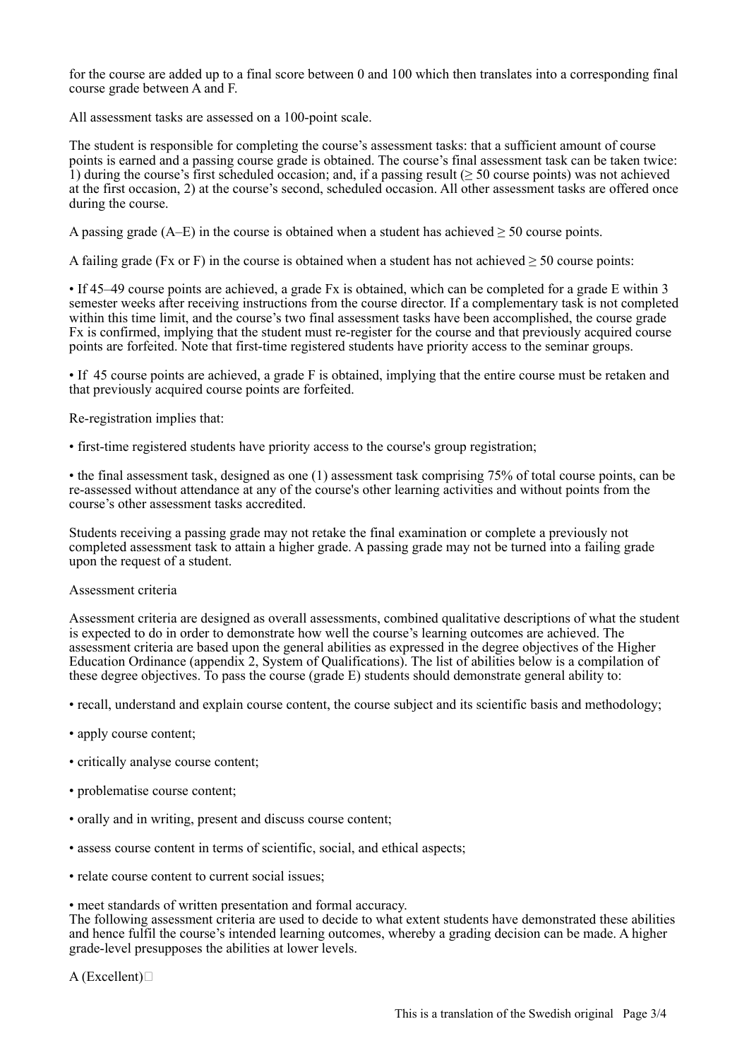for the course are added up to a final score between 0 and 100 which then translates into a corresponding final course grade between A and F.

All assessment tasks are assessed on a 100-point scale.

The student is responsible for completing the course's assessment tasks: that a sufficient amount of course points is earned and a passing course grade is obtained. The course's final assessment task can be taken twice: 1) during the course's first scheduled occasion; and, if a passing result (≥ 50 course points) was not achieved at the first occasion, 2) at the course's second, scheduled occasion. All other assessment tasks are offered once during the course.

A passing grade (A–E) in the course is obtained when a student has achieved ≥ 50 course points.

A failing grade (Fx or F) in the course is obtained when a student has not achieved ≥ 50 course points:

- If 45–49 course points are achieved, a grade Fx is obtained, which can be completed for a grade E within 3 semester weeks after receiving instructions from the course director. If a complementary task is not completed within this time limit, and the course's two final assessment tasks have been accomplished, the course grade Fx is confirmed, implying that the student must re-register for the course and that previously acquired course points are forfeited. Note that first-time registered students have priority access to the seminar groups.

- If  45 course points are achieved, a grade F is obtained, implying that the entire course must be retaken and that previously acquired course points are forfeited.

Re-registration implies that:

- first-time registered students have priority access to the course's group registration;

- the final assessment task, designed as one (1) assessment task comprising 75% of total course points, can be re-assessed without attendance at any of the course's other learning activities and without points from the course's other assessment tasks accredited.

Students receiving a passing grade may not retake the final examination or complete a previously not completed assessment task to attain a higher grade. A passing grade may not be turned into a failing grade upon the request of a student.

Assessment criteria

Assessment criteria are designed as overall assessments, combined qualitative descriptions of what the student is expected to do in order to demonstrate how well the course's learning outcomes are achieved. The assessment criteria are based upon the general abilities as expressed in the degree objectives of the Higher Education Ordinance (appendix 2, System of Qualifications). The list of abilities below is a compilation of these degree objectives. To pass the course (grade E) students should demonstrate general ability to:

- recall, understand and explain course content, the course subject and its scientific basis and methodology;

- apply course content;

- critically analyse course content;

- problematise course content;

- orally and in writing, present and discuss course content;

- assess course content in terms of scientific, social, and ethical aspects;

- relate course content to current social issues;

- meet standards of written presentation and formal accuracy.

The following assessment criteria are used to decide to what extent students have demonstrated these abilities and hence fulfil the course's intended learning outcomes, whereby a grading decision can be made. A higher grade-level presupposes the abilities at lower levels.

A (Excellent)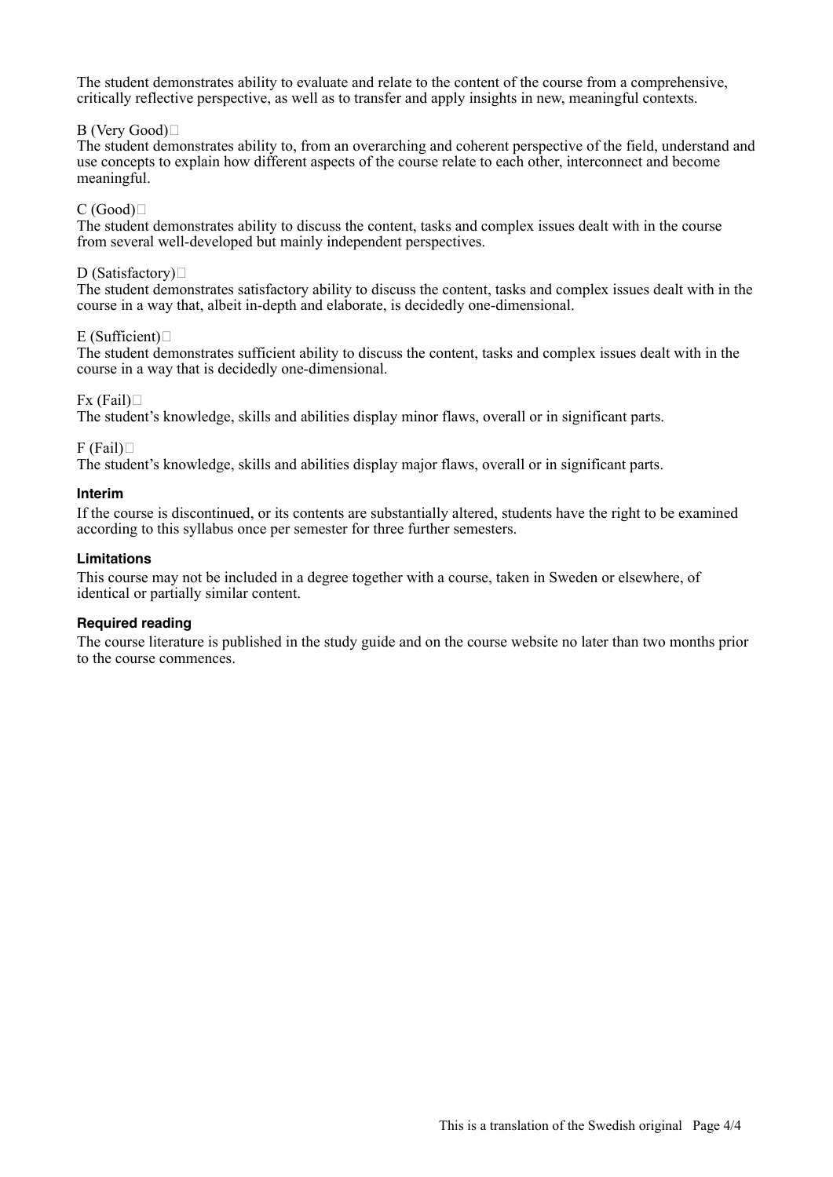The student demonstrates ability to evaluate and relate to the content of the course from a comprehensive, critically reflective perspective, as well as to transfer and apply insights in new, meaningful contexts.

B (Very Good)
The student demonstrates ability to, from an overarching and coherent perspective of the field, understand and use concepts to explain how different aspects of the course relate to each other, interconnect and become meaningful.

C (Good)
The student demonstrates ability to discuss the content, tasks and complex issues dealt with in the course from several well-developed but mainly independent perspectives.

D (Satisfactory)
The student demonstrates satisfactory ability to discuss the content, tasks and complex issues dealt with in the course in a way that, albeit in-depth and elaborate, is decidedly one-dimensional.

E (Sufficient)
The student demonstrates sufficient ability to discuss the content, tasks and complex issues dealt with in the course in a way that is decidedly one-dimensional.

Fx (Fail)
The student's knowledge, skills and abilities display minor flaws, overall or in significant parts.

F (Fail)
The student's knowledge, skills and abilities display major flaws, overall or in significant parts.

### Interim

If the course is discontinued, or its contents are substantially altered, students have the right to be examined according to this syllabus once per semester for three further semesters.

### Limitations

This course may not be included in a degree together with a course, taken in Sweden or elsewhere, of identical or partially similar content.

### Required reading

The course literature is published in the study guide and on the course website no later than two months prior to the course commences.